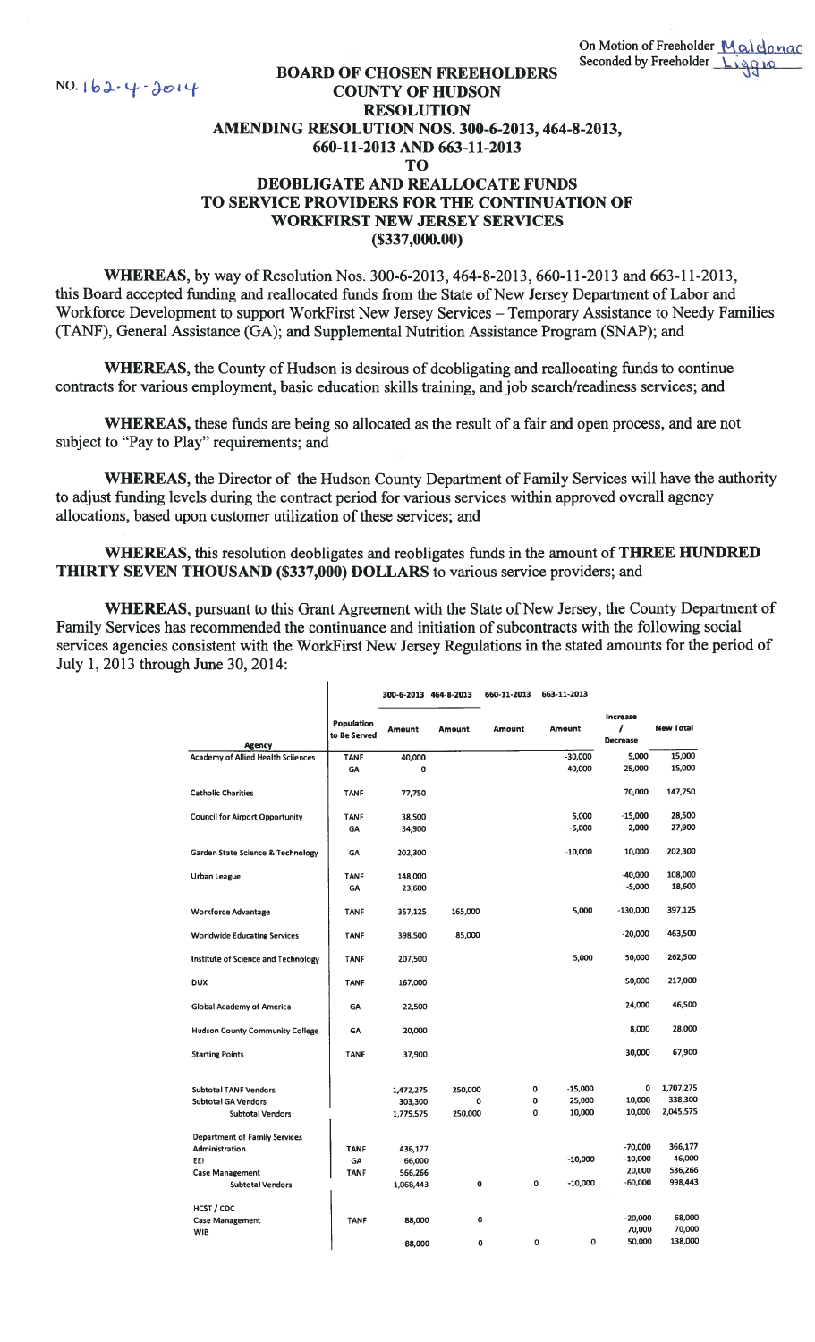NO. 162-4-2014

On Motion of Freeholder Maldonado
Seconded by Freeholder Liggio

# BOARD OF CHOSEN FREEHOLDERS
# COUNTY OF HUDSON
# RESOLUTION
## AMENDING RESOLUTION NOS. 300-6-2013, 464-8-2013, 660-11-2013 AND 663-11-2013
## TO
## DEOBLIGATE AND REALLOCATE FUNDS TO SERVICE PROVIDERS FOR THE CONTINUATION OF WORKFIRST NEW JERSEY SERVICES
## ($337,000.00)

**WHEREAS**, by way of Resolution Nos. 300-6-2013, 464-8-2013, 660-11-2013 and 663-11-2013, this Board accepted funding and reallocated funds from the State of New Jersey Department of Labor and Workforce Development to support WorkFirst New Jersey Services – Temporary Assistance to Needy Families (TANF), General Assistance (GA); and Supplemental Nutrition Assistance Program (SNAP); and

**WHEREAS**, the County of Hudson is desirous of deobligating and reallocating funds to continue contracts for various employment, basic education skills training, and job search/readiness services; and

**WHEREAS,** these funds are being so allocated as the result of a fair and open process, and are not subject to "Pay to Play" requirements; and

**WHEREAS**, the Director of the Hudson County Department of Family Services will have the authority to adjust funding levels during the contract period for various services within approved overall agency allocations, based upon customer utilization of these services; and

**WHEREAS**, this resolution deobligates and reobligates funds in the amount of **THREE HUNDRED THIRTY SEVEN THOUSAND ($337,000) DOLLARS** to various service providers; and

**WHEREAS**, pursuant to this Grant Agreement with the State of New Jersey, the County Department of Family Services has recommended the continuance and initiation of subcontracts with the following social services agencies consistent with the WorkFirst New Jersey Regulations in the stated amounts for the period of July 1, 2013 through June 30, 2014:

| | | 300-6-2013 | 464-8-2013 | 660-11-2013 | 663-11-2013 | | |
|---|---|---|---|---|---|---|---|
| Agency | Population to Be Served | Amount | Amount | Amount | Amount | Increase / Decrease | New Total |
| Academy of Allied Health Scliences | TANF | 40,000 | | | -30,000 | 5,000 | 15,000 |
| | GA | 0 | | | 40,000 | -25,000 | 15,000 |
| Catholic Charities | TANF | 77,750 | | | | 70,000 | 147,750 |
| Council for Airport Opportunity | TANF | 38,500 | | | 5,000 | -15,000 | 28,500 |
| | GA | 34,900 | | | -5,000 | -2,000 | 27,900 |
| Garden State Science & Technology | GA | 202,300 | | | -10,000 | 10,000 | 202,300 |
| Urban League | TANF | 148,000 | | | | -40,000 | 108,000 |
| | GA | 23,600 | | | | -5,000 | 18,600 |
| Workforce Advantage | TANF | 357,125 | 165,000 | | 5,000 | -130,000 | 397,125 |
| Worldwide Educating Services | TANF | 398,500 | 85,000 | | | -20,000 | 463,500 |
| Institute of Science and Technology | TANF | 207,500 | | | 5,000 | 50,000 | 262,500 |
| DUX | TANF | 167,000 | | | | 50,000 | 217,000 |
| Global Academy of America | GA | 22,500 | | | | 24,000 | 46,500 |
| Hudson County Community College | GA | 20,000 | | | | 8,000 | 28,000 |
| Starting Points | TANF | 37,900 | | | | 30,000 | 67,900 |
| Subtotal TANF Vendors | | 1,472,275 | 250,000 | 0 | -15,000 | 0 | 1,707,275 |
| Subtotal GA Vendors | | 303,300 | 0 | 0 | 25,000 | 10,000 | 338,300 |
| Subtotal Vendors | | 1,775,575 | 250,000 | 0 | 10,000 | 10,000 | 2,045,575 |
| Department of Family Services | | | | | | | |
| Administration | TANF | 436,177 | | | | -70,000 | 366,177 |
| EEI | GA | 66,000 | | | -10,000 | -10,000 | 46,000 |
| Case Management | TANF | 566,266 | | | | 20,000 | 586,266 |
| Subtotal Vendors | | 1,068,443 | 0 | 0 | -10,000 | -60,000 | 998,443 |
| HCST / CDC | | | | | | | |
| Case Management | TANF | 88,000 | 0 | | | -20,000 | 68,000 |
| WIB | | | | | | 70,000 | 70,000 |
| | | 88,000 | 0 | 0 | 0 | 50,000 | 138,000 |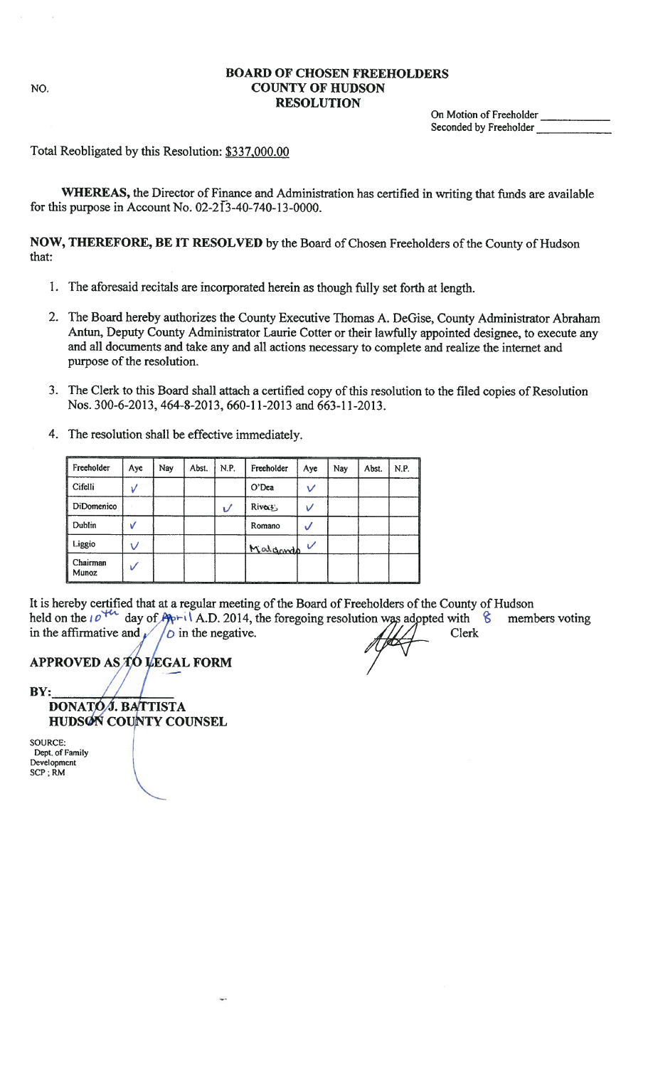NO.

**BOARD OF CHOSEN FREEHOLDERS**
**COUNTY OF HUDSON**
**RESOLUTION**

On Motion of Freeholder ____________
Seconded by Freeholder ____________

Total Reobligated by this Resolution: $337,000.00

**WHEREAS,** the Director of Finance and Administration has certified in writing that funds are available for this purpose in Account No. 02-213-40-740-13-0000.

**NOW, THEREFORE, BE IT RESOLVED** by the Board of Chosen Freeholders of the County of Hudson that:

1. The aforesaid recitals are incorporated herein as though fully set forth at length.
2. The Board hereby authorizes the County Executive Thomas A. DeGise, County Administrator Abraham Antun, Deputy County Administrator Laurie Cotter or their lawfully appointed designee, to execute any and all documents and take any and all actions necessary to complete and realize the internet and purpose of the resolution.
3. The Clerk to this Board shall attach a certified copy of this resolution to the filed copies of Resolution Nos. 300-6-2013, 464-8-2013, 660-11-2013 and 663-11-2013.
4. The resolution shall be effective immediately.

| Freeholder | Aye | Nay | Abst. | N.P. | Freeholder | Aye | Nay | Abst. | N.P. |
|---|---|---|---|---|---|---|---|---|---|
| Cifelli | ✓ | | | | O'Dea | ✓ | | | |
| DiDomenico | | | | ✓ | Rivas | ✓ | | | |
| Dublin | ✓ | | | | Romano | ✓ | | | |
| Liggio | ✓ | | | | Maldonado | ✓ | | | |
| Chairman Munoz | ✓ | | | | | | | | |

It is hereby certified that at a regular meeting of the Board of Freeholders of the County of Hudson held on the 10th day of April A.D. 2014, the foregoing resolution was adopted with 8 members voting in the affirmative and 0 in the negative.

Clerk

**APPROVED AS TO LEGAL FORM**

**BY:** ____________
**DONATO J. BATTISTA**
**HUDSON COUNTY COUNSEL**

SOURCE:
Dept. of Family Development
SCP ; RM